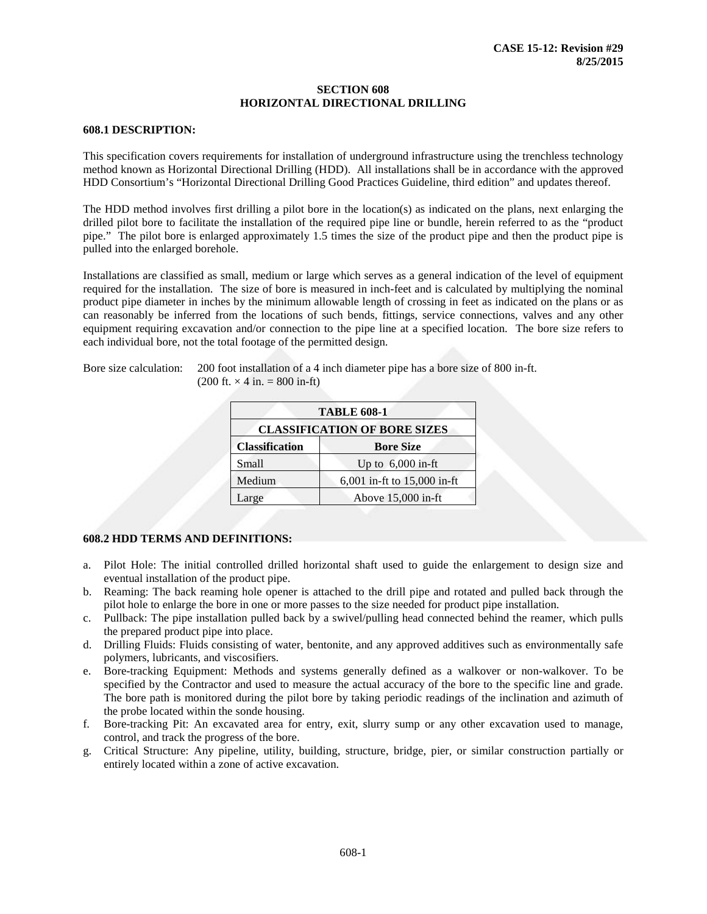# SECTION 608
# HORIZONTAL DIRECTIONAL DRILLING

## 608.1 DESCRIPTION:

This specification covers requirements for installation of underground infrastructure using the trenchless technology method known as Horizontal Directional Drilling (HDD). All installations shall be in accordance with the approved HDD Consortium's "Horizontal Directional Drilling Good Practices Guideline, third edition" and updates thereof.

The HDD method involves first drilling a pilot bore in the location(s) as indicated on the plans, next enlarging the drilled pilot bore to facilitate the installation of the required pipe line or bundle, herein referred to as the "product pipe." The pilot bore is enlarged approximately 1.5 times the size of the product pipe and then the product pipe is pulled into the enlarged borehole.

Installations are classified as small, medium or large which serves as a general indication of the level of equipment required for the installation. The size of bore is measured in inch-feet and is calculated by multiplying the nominal product pipe diameter in inches by the minimum allowable length of crossing in feet as indicated on the plans or as can reasonably be inferred from the locations of such bends, fittings, service connections, valves and any other equipment requiring excavation and/or connection to the pipe line at a specified location. The bore size refers to each individual bore, not the total footage of the permitted design.

Bore size calculation: 200 foot installation of a 4 inch diameter pipe has a bore size of 800 in-ft. (200 ft. $\times$ 4 in. = 800 in-ft)

**TABLE 608-1**
**CLASSIFICATION OF BORE SIZES**

| Classification | Bore Size |
|---|---|
| Small | Up to 6,000 in-ft |
| Medium | 6,001 in-ft to 15,000 in-ft |
| Large | Above 15,000 in-ft |

## 608.2 HDD TERMS AND DEFINITIONS:

a. Pilot Hole: The initial controlled drilled horizontal shaft used to guide the enlargement to design size and eventual installation of the product pipe.
b. Reaming: The back reaming hole opener is attached to the drill pipe and rotated and pulled back through the pilot hole to enlarge the bore in one or more passes to the size needed for product pipe installation.
c. Pullback: The pipe installation pulled back by a swivel/pulling head connected behind the reamer, which pulls the prepared product pipe into place.
d. Drilling Fluids: Fluids consisting of water, bentonite, and any approved additives such as environmentally safe polymers, lubricants, and viscosifiers.
e. Bore-tracking Equipment: Methods and systems generally defined as a walkover or non-walkover. To be specified by the Contractor and used to measure the actual accuracy of the bore to the specific line and grade. The bore path is monitored during the pilot bore by taking periodic readings of the inclination and azimuth of the probe located within the sonde housing.
f. Bore-tracking Pit: An excavated area for entry, exit, slurry sump or any other excavation used to manage, control, and track the progress of the bore.
g. Critical Structure: Any pipeline, utility, building, structure, bridge, pier, or similar construction partially or entirely located within a zone of active excavation.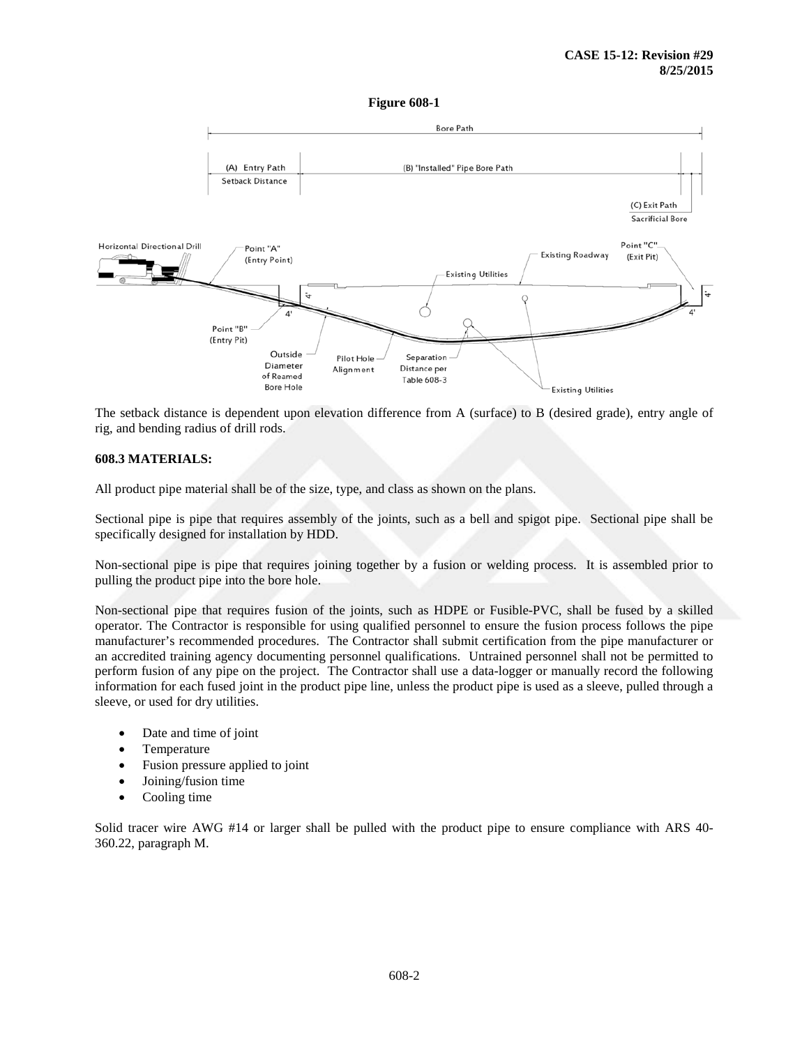**Figure 608-1**

The setback distance is dependent upon elevation difference from A (surface) to B (desired grade), entry angle of rig, and bending radius of drill rods.

### 608.3 MATERIALS:

All product pipe material shall be of the size, type, and class as shown on the plans.

Sectional pipe is pipe that requires assembly of the joints, such as a bell and spigot pipe. Sectional pipe shall be specifically designed for installation by HDD.

Non-sectional pipe is pipe that requires joining together by a fusion or welding process. It is assembled prior to pulling the product pipe into the bore hole.

Non-sectional pipe that requires fusion of the joints, such as HDPE or Fusible-PVC, shall be fused by a skilled operator. The Contractor is responsible for using qualified personnel to ensure the fusion process follows the pipe manufacturer's recommended procedures. The Contractor shall submit certification from the pipe manufacturer or an accredited training agency documenting personnel qualifications. Untrained personnel shall not be permitted to perform fusion of any pipe on the project. The Contractor shall use a data-logger or manually record the following information for each fused joint in the product pipe line, unless the product pipe is used as a sleeve, pulled through a sleeve, or used for dry utilities.

- Date and time of joint
- Temperature
- Fusion pressure applied to joint
- Joining/fusion time
- Cooling time

Solid tracer wire AWG #14 or larger shall be pulled with the product pipe to ensure compliance with ARS 40-360.22, paragraph M.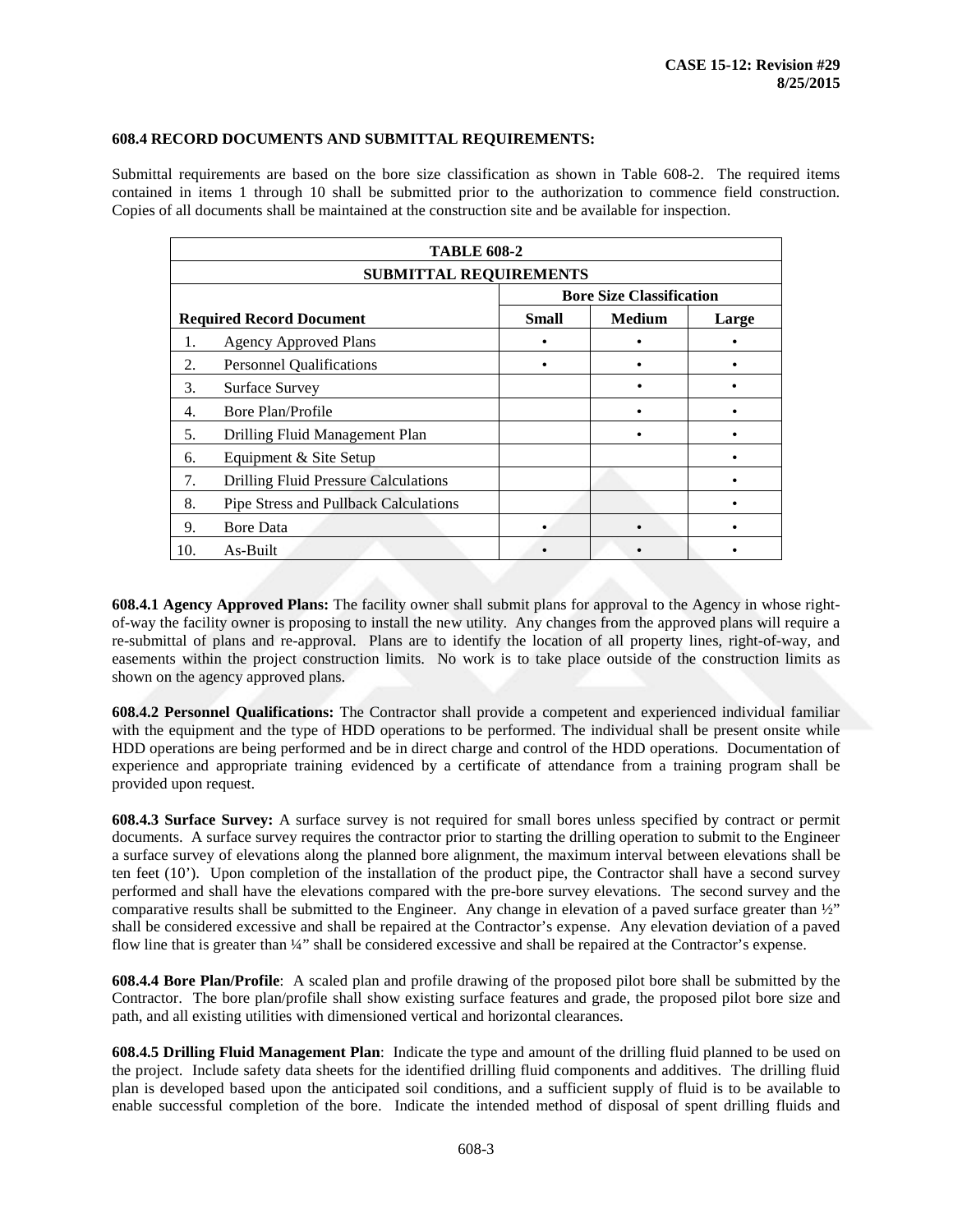## 608.4 RECORD DOCUMENTS AND SUBMITTAL REQUIREMENTS:

Submittal requirements are based on the bore size classification as shown in Table 608-2. The required items contained in items 1 through 10 shall be submitted prior to the authorization to commence field construction. Copies of all documents shall be maintained at the construction site and be available for inspection.

| TABLE 608-2 | | | |
|---|---|---|---|
| **SUBMITTAL REQUIREMENTS** | | | |
| | **Bore Size Classification** | | |
| **Required Record Document** | **Small** | **Medium** | **Large** |
| 1. Agency Approved Plans | • | • | • |
| 2. Personnel Qualifications | • | • | • |
| 3. Surface Survey | | • | • |
| 4. Bore Plan/Profile | | • | • |
| 5. Drilling Fluid Management Plan | | • | • |
| 6. Equipment & Site Setup | | | • |
| 7. Drilling Fluid Pressure Calculations | | | • |
| 8. Pipe Stress and Pullback Calculations | | | • |
| 9. Bore Data | • | • | • |
| 10. As-Built | • | • | • |

**608.4.1 Agency Approved Plans:** The facility owner shall submit plans for approval to the Agency in whose right-of-way the facility owner is proposing to install the new utility. Any changes from the approved plans will require a re-submittal of plans and re-approval. Plans are to identify the location of all property lines, right-of-way, and easements within the project construction limits. No work is to take place outside of the construction limits as shown on the agency approved plans.

**608.4.2 Personnel Qualifications:** The Contractor shall provide a competent and experienced individual familiar with the equipment and the type of HDD operations to be performed. The individual shall be present onsite while HDD operations are being performed and be in direct charge and control of the HDD operations. Documentation of experience and appropriate training evidenced by a certificate of attendance from a training program shall be provided upon request.

**608.4.3 Surface Survey:** A surface survey is not required for small bores unless specified by contract or permit documents. A surface survey requires the contractor prior to starting the drilling operation to submit to the Engineer a surface survey of elevations along the planned bore alignment, the maximum interval between elevations shall be ten feet (10'). Upon completion of the installation of the product pipe, the Contractor shall have a second survey performed and shall have the elevations compared with the pre-bore survey elevations. The second survey and the comparative results shall be submitted to the Engineer. Any change in elevation of a paved surface greater than ½" shall be considered excessive and shall be repaired at the Contractor's expense. Any elevation deviation of a paved flow line that is greater than ¼" shall be considered excessive and shall be repaired at the Contractor's expense.

**608.4.4 Bore Plan/Profile**: A scaled plan and profile drawing of the proposed pilot bore shall be submitted by the Contractor. The bore plan/profile shall show existing surface features and grade, the proposed pilot bore size and path, and all existing utilities with dimensioned vertical and horizontal clearances.

**608.4.5 Drilling Fluid Management Plan**: Indicate the type and amount of the drilling fluid planned to be used on the project. Include safety data sheets for the identified drilling fluid components and additives. The drilling fluid plan is developed based upon the anticipated soil conditions, and a sufficient supply of fluid is to be available to enable successful completion of the bore. Indicate the intended method of disposal of spent drilling fluids and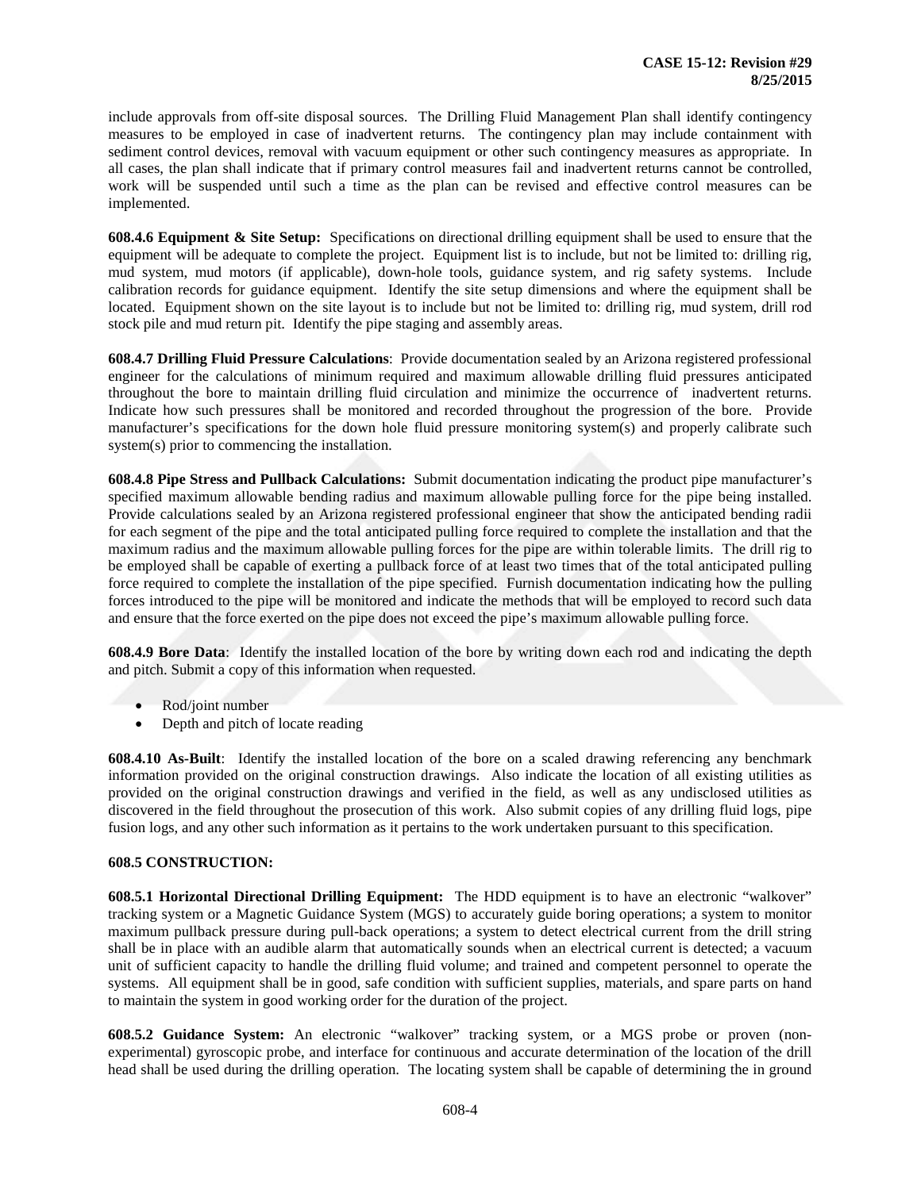include approvals from off-site disposal sources. The Drilling Fluid Management Plan shall identify contingency measures to be employed in case of inadvertent returns. The contingency plan may include containment with sediment control devices, removal with vacuum equipment or other such contingency measures as appropriate. In all cases, the plan shall indicate that if primary control measures fail and inadvertent returns cannot be controlled, work will be suspended until such a time as the plan can be revised and effective control measures can be implemented.

**608.4.6 Equipment & Site Setup:** Specifications on directional drilling equipment shall be used to ensure that the equipment will be adequate to complete the project. Equipment list is to include, but not be limited to: drilling rig, mud system, mud motors (if applicable), down-hole tools, guidance system, and rig safety systems. Include calibration records for guidance equipment. Identify the site setup dimensions and where the equipment shall be located. Equipment shown on the site layout is to include but not be limited to: drilling rig, mud system, drill rod stock pile and mud return pit. Identify the pipe staging and assembly areas.

**608.4.7 Drilling Fluid Pressure Calculations**: Provide documentation sealed by an Arizona registered professional engineer for the calculations of minimum required and maximum allowable drilling fluid pressures anticipated throughout the bore to maintain drilling fluid circulation and minimize the occurrence of inadvertent returns. Indicate how such pressures shall be monitored and recorded throughout the progression of the bore. Provide manufacturer's specifications for the down hole fluid pressure monitoring system(s) and properly calibrate such system(s) prior to commencing the installation.

**608.4.8 Pipe Stress and Pullback Calculations:** Submit documentation indicating the product pipe manufacturer's specified maximum allowable bending radius and maximum allowable pulling force for the pipe being installed. Provide calculations sealed by an Arizona registered professional engineer that show the anticipated bending radii for each segment of the pipe and the total anticipated pulling force required to complete the installation and that the maximum radius and the maximum allowable pulling forces for the pipe are within tolerable limits. The drill rig to be employed shall be capable of exerting a pullback force of at least two times that of the total anticipated pulling force required to complete the installation of the pipe specified. Furnish documentation indicating how the pulling forces introduced to the pipe will be monitored and indicate the methods that will be employed to record such data and ensure that the force exerted on the pipe does not exceed the pipe's maximum allowable pulling force.

**608.4.9 Bore Data**: Identify the installed location of the bore by writing down each rod and indicating the depth and pitch. Submit a copy of this information when requested.

- Rod/joint number
- Depth and pitch of locate reading

**608.4.10 As-Built**: Identify the installed location of the bore on a scaled drawing referencing any benchmark information provided on the original construction drawings. Also indicate the location of all existing utilities as provided on the original construction drawings and verified in the field, as well as any undisclosed utilities as discovered in the field throughout the prosecution of this work. Also submit copies of any drilling fluid logs, pipe fusion logs, and any other such information as it pertains to the work undertaken pursuant to this specification.

**608.5 CONSTRUCTION:**

**608.5.1 Horizontal Directional Drilling Equipment:** The HDD equipment is to have an electronic "walkover" tracking system or a Magnetic Guidance System (MGS) to accurately guide boring operations; a system to monitor maximum pullback pressure during pull-back operations; a system to detect electrical current from the drill string shall be in place with an audible alarm that automatically sounds when an electrical current is detected; a vacuum unit of sufficient capacity to handle the drilling fluid volume; and trained and competent personnel to operate the systems. All equipment shall be in good, safe condition with sufficient supplies, materials, and spare parts on hand to maintain the system in good working order for the duration of the project.

**608.5.2 Guidance System:** An electronic "walkover" tracking system, or a MGS probe or proven (non-experimental) gyroscopic probe, and interface for continuous and accurate determination of the location of the drill head shall be used during the drilling operation. The locating system shall be capable of determining the in ground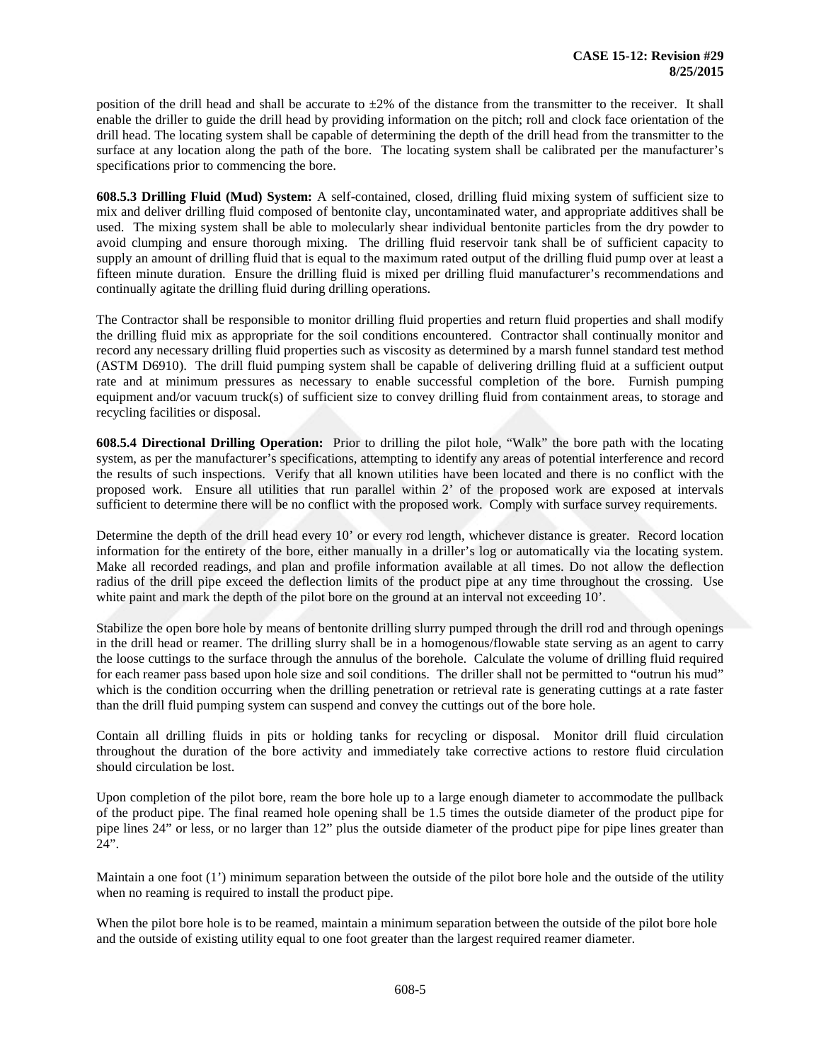position of the drill head and shall be accurate to ±2% of the distance from the transmitter to the receiver. It shall enable the driller to guide the drill head by providing information on the pitch; roll and clock face orientation of the drill head. The locating system shall be capable of determining the depth of the drill head from the transmitter to the surface at any location along the path of the bore. The locating system shall be calibrated per the manufacturer's specifications prior to commencing the bore.

**608.5.3 Drilling Fluid (Mud) System:** A self-contained, closed, drilling fluid mixing system of sufficient size to mix and deliver drilling fluid composed of bentonite clay, uncontaminated water, and appropriate additives shall be used. The mixing system shall be able to molecularly shear individual bentonite particles from the dry powder to avoid clumping and ensure thorough mixing. The drilling fluid reservoir tank shall be of sufficient capacity to supply an amount of drilling fluid that is equal to the maximum rated output of the drilling fluid pump over at least a fifteen minute duration. Ensure the drilling fluid is mixed per drilling fluid manufacturer's recommendations and continually agitate the drilling fluid during drilling operations.

The Contractor shall be responsible to monitor drilling fluid properties and return fluid properties and shall modify the drilling fluid mix as appropriate for the soil conditions encountered. Contractor shall continually monitor and record any necessary drilling fluid properties such as viscosity as determined by a marsh funnel standard test method (ASTM D6910). The drill fluid pumping system shall be capable of delivering drilling fluid at a sufficient output rate and at minimum pressures as necessary to enable successful completion of the bore. Furnish pumping equipment and/or vacuum truck(s) of sufficient size to convey drilling fluid from containment areas, to storage and recycling facilities or disposal.

**608.5.4 Directional Drilling Operation:** Prior to drilling the pilot hole, "Walk" the bore path with the locating system, as per the manufacturer's specifications, attempting to identify any areas of potential interference and record the results of such inspections. Verify that all known utilities have been located and there is no conflict with the proposed work. Ensure all utilities that run parallel within 2' of the proposed work are exposed at intervals sufficient to determine there will be no conflict with the proposed work. Comply with surface survey requirements.

Determine the depth of the drill head every 10' or every rod length, whichever distance is greater. Record location information for the entirety of the bore, either manually in a driller's log or automatically via the locating system. Make all recorded readings, and plan and profile information available at all times. Do not allow the deflection radius of the drill pipe exceed the deflection limits of the product pipe at any time throughout the crossing. Use white paint and mark the depth of the pilot bore on the ground at an interval not exceeding 10'.

Stabilize the open bore hole by means of bentonite drilling slurry pumped through the drill rod and through openings in the drill head or reamer. The drilling slurry shall be in a homogenous/flowable state serving as an agent to carry the loose cuttings to the surface through the annulus of the borehole. Calculate the volume of drilling fluid required for each reamer pass based upon hole size and soil conditions. The driller shall not be permitted to "outrun his mud" which is the condition occurring when the drilling penetration or retrieval rate is generating cuttings at a rate faster than the drill fluid pumping system can suspend and convey the cuttings out of the bore hole.

Contain all drilling fluids in pits or holding tanks for recycling or disposal. Monitor drill fluid circulation throughout the duration of the bore activity and immediately take corrective actions to restore fluid circulation should circulation be lost.

Upon completion of the pilot bore, ream the bore hole up to a large enough diameter to accommodate the pullback of the product pipe. The final reamed hole opening shall be 1.5 times the outside diameter of the product pipe for pipe lines 24" or less, or no larger than 12" plus the outside diameter of the product pipe for pipe lines greater than 24".

Maintain a one foot (1') minimum separation between the outside of the pilot bore hole and the outside of the utility when no reaming is required to install the product pipe.

When the pilot bore hole is to be reamed, maintain a minimum separation between the outside of the pilot bore hole and the outside of existing utility equal to one foot greater than the largest required reamer diameter.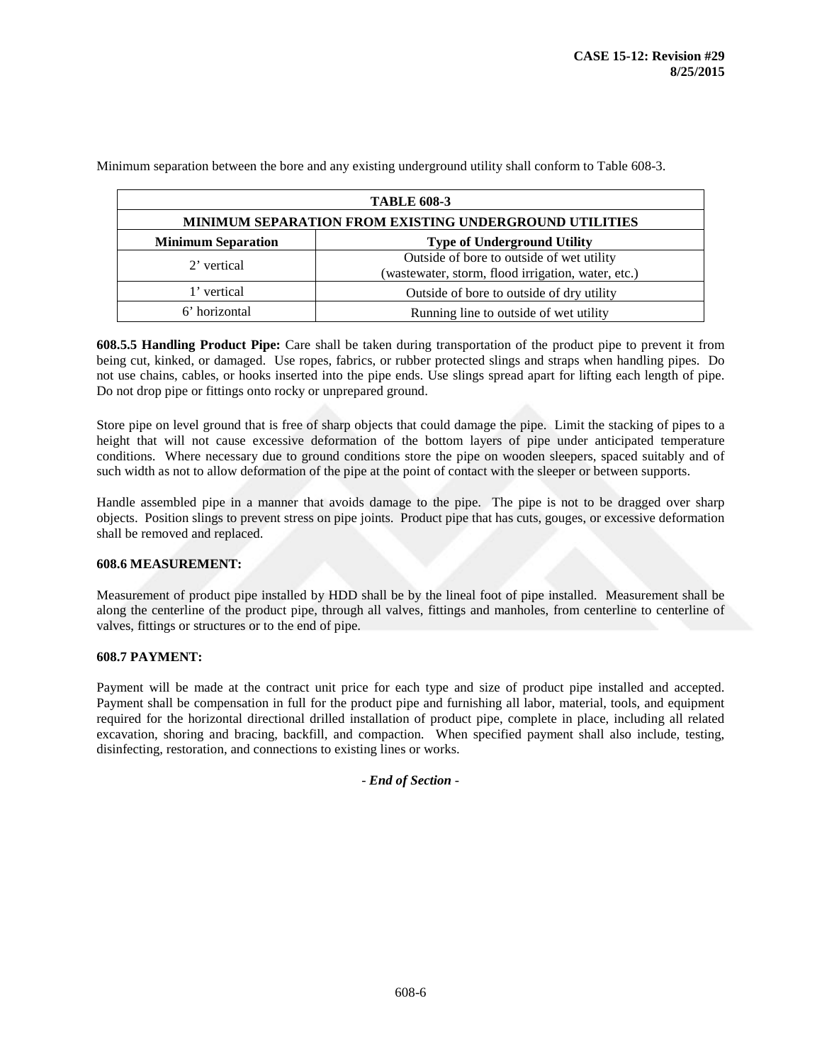Minimum separation between the bore and any existing underground utility shall conform to Table 608-3.

| TABLE 608-3 | |
|---|---|
| **MINIMUM SEPARATION FROM EXISTING UNDERGROUND UTILITIES** | |
| **Minimum Separation** | **Type of Underground Utility** |
| 2' vertical | Outside of bore to outside of wet utility (wastewater, storm, flood irrigation, water, etc.) |
| 1' vertical | Outside of bore to outside of dry utility |
| 6' horizontal | Running line to outside of wet utility |

**608.5.5 Handling Product Pipe:** Care shall be taken during transportation of the product pipe to prevent it from being cut, kinked, or damaged. Use ropes, fabrics, or rubber protected slings and straps when handling pipes. Do not use chains, cables, or hooks inserted into the pipe ends. Use slings spread apart for lifting each length of pipe. Do not drop pipe or fittings onto rocky or unprepared ground.

Store pipe on level ground that is free of sharp objects that could damage the pipe. Limit the stacking of pipes to a height that will not cause excessive deformation of the bottom layers of pipe under anticipated temperature conditions. Where necessary due to ground conditions store the pipe on wooden sleepers, spaced suitably and of such width as not to allow deformation of the pipe at the point of contact with the sleeper or between supports.

Handle assembled pipe in a manner that avoids damage to the pipe. The pipe is not to be dragged over sharp objects. Position slings to prevent stress on pipe joints. Product pipe that has cuts, gouges, or excessive deformation shall be removed and replaced.

## 608.6 MEASUREMENT:

Measurement of product pipe installed by HDD shall be by the lineal foot of pipe installed. Measurement shall be along the centerline of the product pipe, through all valves, fittings and manholes, from centerline to centerline of valves, fittings or structures or to the end of pipe.

## 608.7 PAYMENT:

Payment will be made at the contract unit price for each type and size of product pipe installed and accepted. Payment shall be compensation in full for the product pipe and furnishing all labor, material, tools, and equipment required for the horizontal directional drilled installation of product pipe, complete in place, including all related excavation, shoring and bracing, backfill, and compaction. When specified payment shall also include, testing, disinfecting, restoration, and connections to existing lines or works.

- ***End of Section*** -